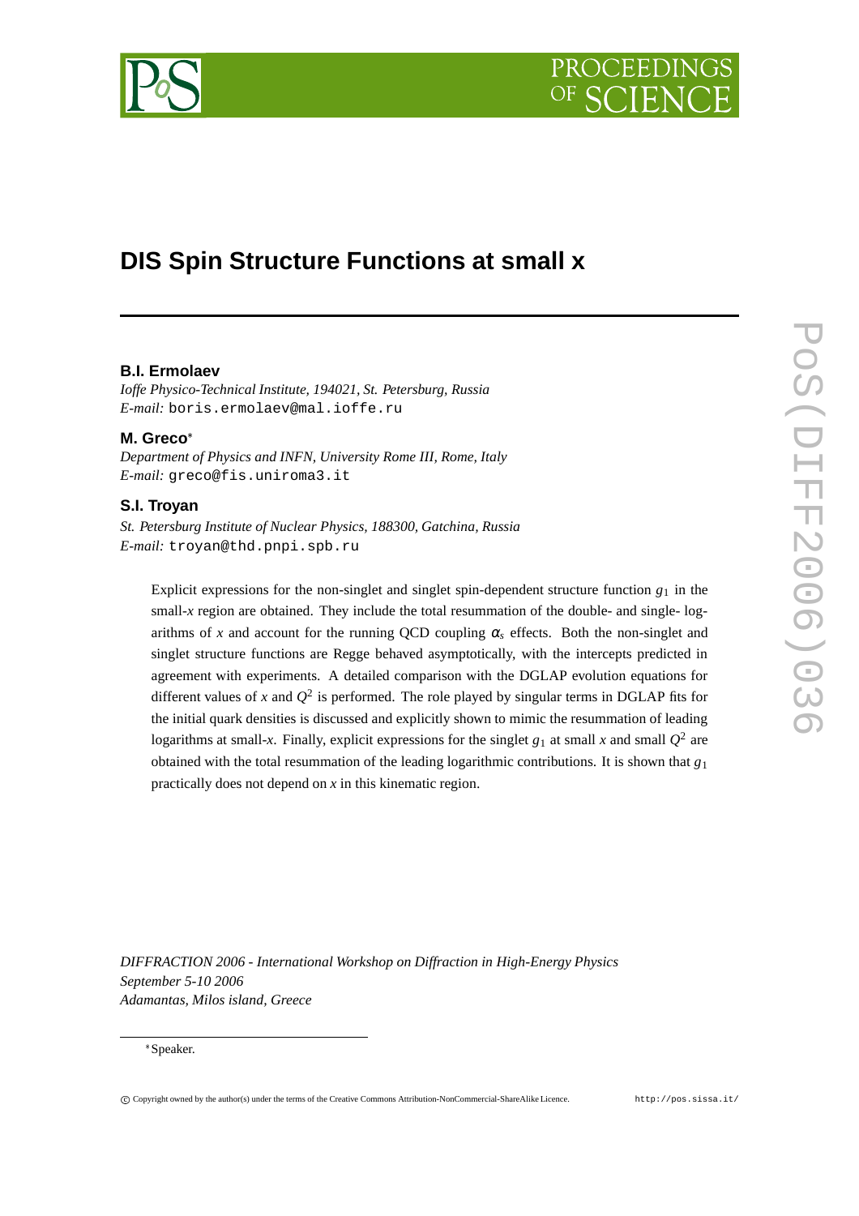# DIS Spin Structure Functions at small x

**B.I. Ermolaev**

*Ioffe Physico-Technical Institute, 194021, St. Petersburg, Russia*
*E-mail:* boris.ermolaev@mal.ioffe.ru

**M. Greco**[*]

*Department of Physics and INFN, University Rome III, Rome, Italy*
*E-mail:* greco@fis.uniroma3.it

**S.I. Troyan**

*St. Petersburg Institute of Nuclear Physics, 188300, Gatchina, Russia*
*E-mail:* troyan@thd.pnpi.spb.ru

Explicit expressions for the non-singlet and singlet spin-dependent structure function $g_1$ in the small-$x$ region are obtained. They include the total resummation of the double- and single- logarithms of $x$ and account for the running QCD coupling $\alpha_s$ effects. Both the non-singlet and singlet structure functions are Regge behaved asymptotically, with the intercepts predicted in agreement with experiments. A detailed comparison with the DGLAP evolution equations for different values of $x$ and $Q^2$ is performed. The role played by singular terms in DGLAP fits for the initial quark densities is discussed and explicitly shown to mimic the resummation of leading logarithms at small-$x$. Finally, explicit expressions for the singlet $g_1$ at small $x$ and small $Q^2$ are obtained with the total resummation of the leading logarithmic contributions. It is shown that $g_1$ practically does not depend on $x$ in this kinematic region.

*DIFFRACTION 2006 - International Workshop on Diffraction in High-Energy Physics*
*September 5-10 2006*
*Adamantas, Milos island, Greece*

[*] Speaker.

© Copyright owned by the author(s) under the terms of the Creative Commons Attribution-NonCommercial-ShareAlike Licence. http://pos.sissa.it/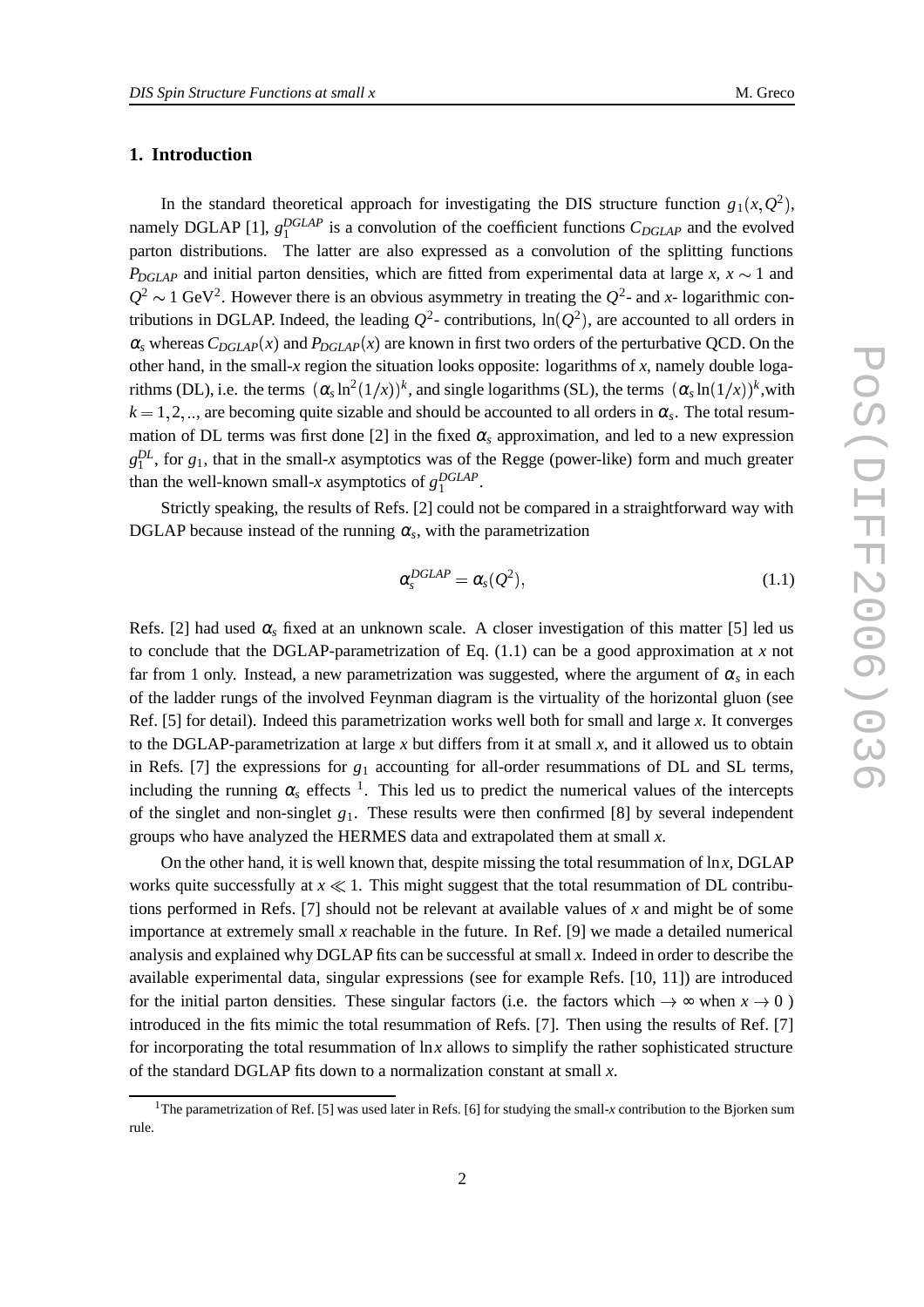## 1. Introduction

In the standard theoretical approach for investigating the DIS structure function $g_1(x,Q^2)$, namely DGLAP [1], $g_1^{DGLAP}$ is a convolution of the coefficient functions $C_{DGLAP}$ and the evolved parton distributions. The latter are also expressed as a convolution of the splitting functions $P_{DGLAP}$ and initial parton densities, which are fitted from experimental data at large $x$, $x \sim 1$ and $Q^2 \sim 1$ GeV$^2$. However there is an obvious asymmetry in treating the $Q^2$- and $x$- logarithmic contributions in DGLAP. Indeed, the leading $Q^2$- contributions, $\ln(Q^2)$, are accounted to all orders in $\alpha_s$ whereas $C_{DGLAP}(x)$ and $P_{DGLAP}(x)$ are known in first two orders of the perturbative QCD. On the other hand, in the small-$x$ region the situation looks opposite: logarithms of $x$, namely double logarithms (DL), i.e. the terms $(\alpha_s \ln^2(1/x))^k$, and single logarithms (SL), the terms $(\alpha_s \ln(1/x))^k$, with $k = 1,2,..$, are becoming quite sizable and should be accounted to all orders in $\alpha_s$. The total resummation of DL terms was first done [2] in the fixed $\alpha_s$ approximation, and led to a new expression $g_1^{DL}$, for $g_1$, that in the small-$x$ asymptotics was of the Regge (power-like) form and much greater than the well-known small-$x$ asymptotics of $g_1^{DGLAP}$.

Strictly speaking, the results of Refs. [2] could not be compared in a straightforward way with DGLAP because instead of the running $\alpha_s$, with the parametrization

$$\alpha_s^{DGLAP} = \alpha_s(Q^2), \tag{1.1}$$

Refs. [2] had used $\alpha_s$ fixed at an unknown scale. A closer investigation of this matter [5] led us to conclude that the DGLAP-parametrization of Eq. (1.1) can be a good approximation at $x$ not far from 1 only. Instead, a new parametrization was suggested, where the argument of $\alpha_s$ in each of the ladder rungs of the involved Feynman diagram is the virtuality of the horizontal gluon (see Ref. [5] for detail). Indeed this parametrization works well both for small and large $x$. It converges to the DGLAP-parametrization at large $x$ but differs from it at small $x$, and it allowed us to obtain in Refs. [7] the expressions for $g_1$ accounting for all-order resummations of DL and SL terms, including the running $\alpha_s$ effects [1]. This led us to predict the numerical values of the intercepts of the singlet and non-singlet $g_1$. These results were then confirmed [8] by several independent groups who have analyzed the HERMES data and extrapolated them at small $x$.

On the other hand, it is well known that, despite missing the total resummation of $\ln x$, DGLAP works quite successfully at $x \ll 1$. This might suggest that the total resummation of DL contributions performed in Refs. [7] should not be relevant at available values of $x$ and might be of some importance at extremely small $x$ reachable in the future. In Ref. [9] we made a detailed numerical analysis and explained why DGLAP fits can be successful at small $x$. Indeed in order to describe the available experimental data, singular expressions (see for example Refs. [10, 11]) are introduced for the initial parton densities. These singular factors (i.e. the factors which $\to \infty$ when $x \to 0$ ) introduced in the fits mimic the total resummation of Refs. [7]. Then using the results of Ref. [7] for incorporating the total resummation of $\ln x$ allows to simplify the rather sophisticated structure of the standard DGLAP fits down to a normalization constant at small $x$.

[1] The parametrization of Ref. [5] was used later in Refs. [6] for studying the small-$x$ contribution to the Bjorken sum rule.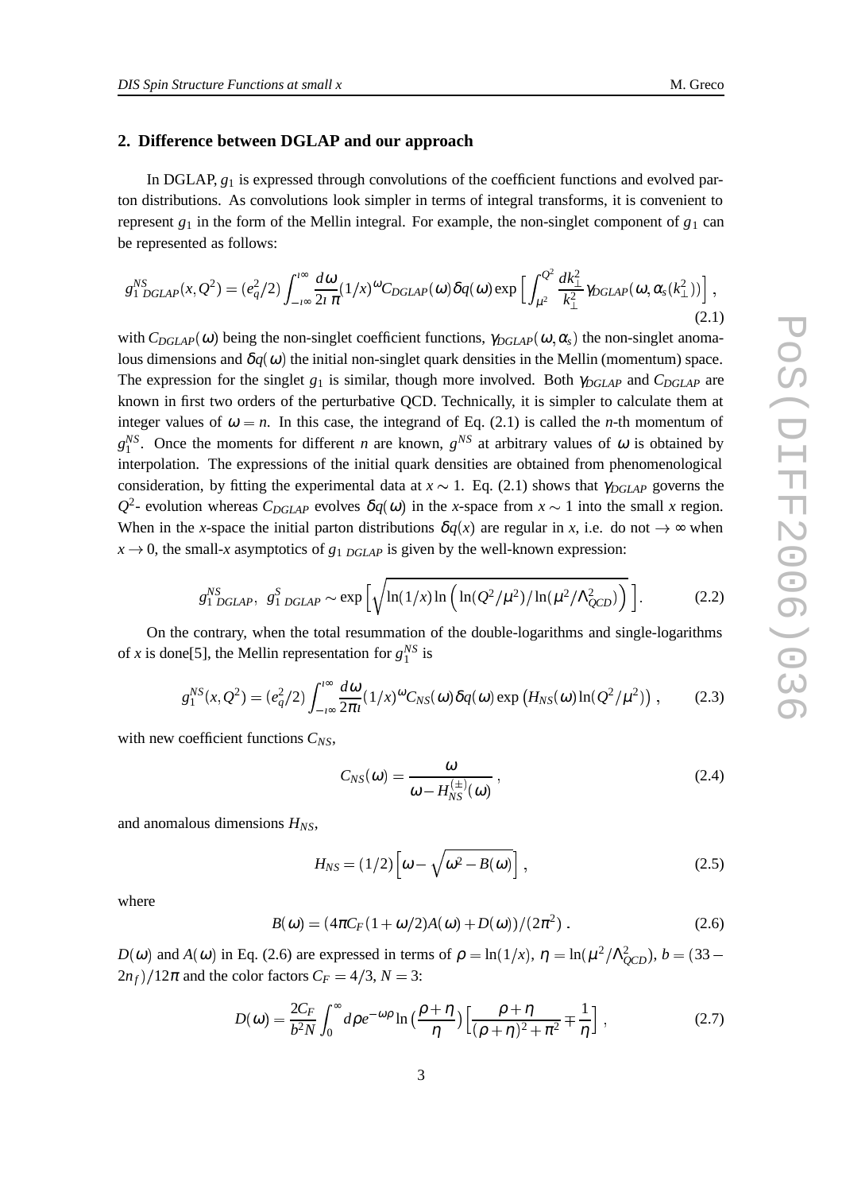## 2. Difference between DGLAP and our approach

In DGLAP, $g_1$ is expressed through convolutions of the coefficient functions and evolved parton distributions. As convolutions look simpler in terms of integral transforms, it is convenient to represent $g_1$ in the form of the Mellin integral. For example, the non-singlet component of $g_1$ can be represented as follows:

$$g_{1\ DGLAP}^{NS}(x,Q^2) = (e_q^2/2)\int_{-\imath\infty}^{\imath\infty}\frac{d\omega}{2\imath\pi}(1/x)^{\omega}C_{DGLAP}(\omega)\delta q(\omega)\exp\Big[\int_{\mu^2}^{Q^2}\frac{dk_\perp^2}{k_\perp^2}\gamma_{DGLAP}(\omega,\alpha_s(k_\perp^2))\Big]\,, \tag{2.1}$$

with $C_{DGLAP}(\omega)$ being the non-singlet coefficient functions, $\gamma_{DGLAP}(\omega,\alpha_s)$ the non-singlet anomalous dimensions and $\delta q(\omega)$ the initial non-singlet quark densities in the Mellin (momentum) space. The expression for the singlet $g_1$ is similar, though more involved. Both $\gamma_{DGLAP}$ and $C_{DGLAP}$ are known in first two orders of the perturbative QCD. Technically, it is simpler to calculate them at integer values of $\omega = n$. In this case, the integrand of Eq. (2.1) is called the $n$-th momentum of $g_1^{NS}$. Once the moments for different $n$ are known, $g^{NS}$ at arbitrary values of $\omega$ is obtained by interpolation. The expressions of the initial quark densities are obtained from phenomenological consideration, by fitting the experimental data at $x \sim 1$. Eq. (2.1) shows that $\gamma_{DGLAP}$ governs the $Q^2$- evolution whereas $C_{DGLAP}$ evolves $\delta q(\omega)$ in the $x$-space from $x \sim 1$ into the small $x$ region. When in the $x$-space the initial parton distributions $\delta q(x)$ are regular in $x$, i.e. do not $\to \infty$ when $x \to 0$, the small-$x$ asymptotics of $g_{1\ DGLAP}$ is given by the well-known expression:

$$g_{1\ DGLAP}^{NS},\ g_{1\ DGLAP}^{S} \sim \exp\Big[\sqrt{\ln(1/x)\ln\Big(\ln(Q^2/\mu^2)/\ln(\mu^2/\Lambda_{QCD}^2)\Big)}\ \Big]. \tag{2.2}$$

On the contrary, when the total resummation of the double-logarithms and single-logarithms of $x$ is done[5], the Mellin representation for $g_1^{NS}$ is

$$g_1^{NS}(x,Q^2) = (e_q^2/2)\int_{-\imath\infty}^{\imath\infty}\frac{d\omega}{2\pi\imath}(1/x)^{\omega}C_{NS}(\omega)\delta q(\omega)\exp\big(H_{NS}(\omega)\ln(Q^2/\mu^2)\big)\,, \tag{2.3}$$

with new coefficient functions $C_{NS}$,

$$C_{NS}(\omega) = \frac{\omega}{\omega - H_{NS}^{(\pm)}(\omega)}\,, \tag{2.4}$$

and anomalous dimensions $H_{NS}$,

$$H_{NS} = (1/2)\Big[\omega - \sqrt{\omega^2 - B(\omega)}\Big]\,, \tag{2.5}$$

where

$$B(\omega) = (4\pi C_F(1+\omega/2)A(\omega) + D(\omega))/(2\pi^2)\,. \tag{2.6}$$

$D(\omega)$ and $A(\omega)$ in Eq. (2.6) are expressed in terms of $\rho = \ln(1/x)$, $\eta = \ln(\mu^2/\Lambda_{QCD}^2)$, $b = (33 - 2n_f)/12\pi$ and the color factors $C_F = 4/3$, $N = 3$:

$$D(\omega) = \frac{2C_F}{b^2 N}\int_0^\infty d\rho e^{-\omega\rho}\ln\big(\frac{\rho+\eta}{\eta}\big)\Big[\frac{\rho+\eta}{(\rho+\eta)^2+\pi^2} \mp \frac{1}{\eta}\Big]\,, \tag{2.7}$$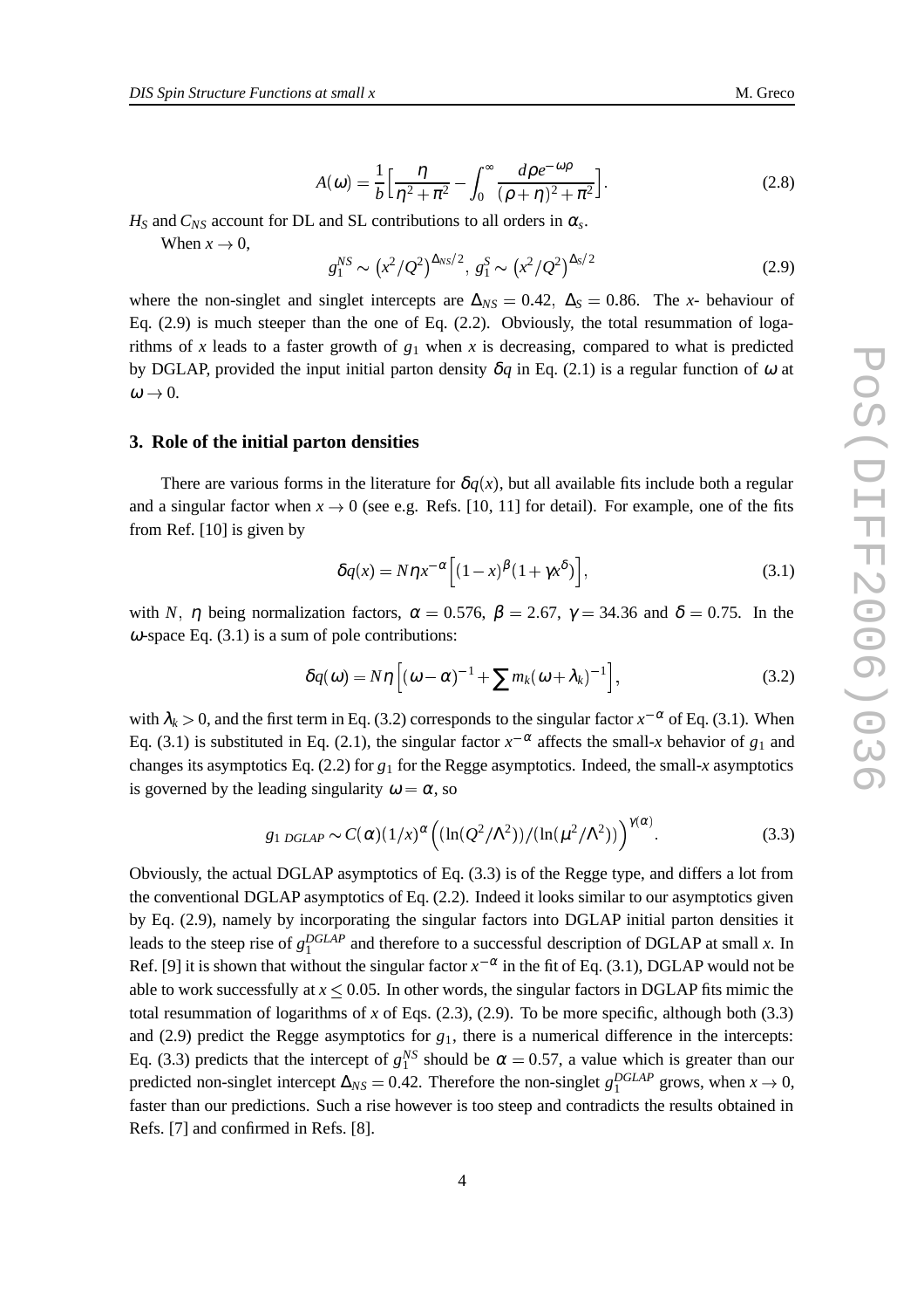$$A(\omega) = \frac{1}{b}\Big[\frac{\eta}{\eta^2+\pi^2} - \int_0^\infty \frac{d\rho e^{-\omega\rho}}{(\rho+\eta)^2+\pi^2}\Big]. \tag{2.8}$$

$H_S$ and $C_{NS}$ account for DL and SL contributions to all orders in $\alpha_s$.

When $x \to 0$,

$$g_1^{NS} \sim \left(x^2/Q^2\right)^{\Delta_{NS}/2},\; g_1^S \sim \left(x^2/Q^2\right)^{\Delta_S/2} \tag{2.9}$$

where the non-singlet and singlet intercepts are $\Delta_{NS} = 0.42,\; \Delta_S = 0.86$. The $x$- behaviour of Eq. (2.9) is much steeper than the one of Eq. (2.2). Obviously, the total resummation of logarithms of $x$ leads to a faster growth of $g_1$ when $x$ is decreasing, compared to what is predicted by DGLAP, provided the input initial parton density $\delta q$ in Eq. (2.1) is a regular function of $\omega$ at $\omega \to 0$.

## 3. Role of the initial parton densities

There are various forms in the literature for $\delta q(x)$, but all available fits include both a regular and a singular factor when $x \to 0$ (see e.g. Refs. [10, 11] for detail). For example, one of the fits from Ref. [10] is given by

$$\delta q(x) = N\eta x^{-\alpha}\Big[(1-x)^\beta(1+\gamma x^\delta)\Big], \tag{3.1}$$

with $N,\ \eta$ being normalization factors, $\alpha = 0.576$, $\beta = 2.67$, $\gamma = 34.36$ and $\delta = 0.75$. In the $\omega$-space Eq. (3.1) is a sum of pole contributions:

$$\delta q(\omega) = N\eta\Big[(\omega-\alpha)^{-1} + \sum m_k(\omega+\lambda_k)^{-1}\Big], \tag{3.2}$$

with $\lambda_k > 0$, and the first term in Eq. (3.2) corresponds to the singular factor $x^{-\alpha}$ of Eq. (3.1). When Eq. (3.1) is substituted in Eq. (2.1), the singular factor $x^{-\alpha}$ affects the small-$x$ behavior of $g_1$ and changes its asymptotics Eq. (2.2) for $g_1$ for the Regge asymptotics. Indeed, the small-$x$ asymptotics is governed by the leading singularity $\omega = \alpha$, so

$$g_{1\ DGLAP} \sim C(\alpha)(1/x)^\alpha\Big((\ln(Q^2/\Lambda^2))/(\ln(\mu^2/\Lambda^2))\Big)^{\gamma(\alpha)}. \tag{3.3}$$

Obviously, the actual DGLAP asymptotics of Eq. (3.3) is of the Regge type, and differs a lot from the conventional DGLAP asymptotics of Eq. (2.2). Indeed it looks similar to our asymptotics given by Eq. (2.9), namely by incorporating the singular factors into DGLAP initial parton densities it leads to the steep rise of $g_1^{DGLAP}$ and therefore to a successful description of DGLAP at small $x$. In Ref. [9] it is shown that without the singular factor $x^{-\alpha}$ in the fit of Eq. (3.1), DGLAP would not be able to work successfully at $x \leq 0.05$. In other words, the singular factors in DGLAP fits mimic the total resummation of logarithms of $x$ of Eqs. (2.3), (2.9). To be more specific, although both (3.3) and (2.9) predict the Regge asymptotics for $g_1$, there is a numerical difference in the intercepts: Eq. (3.3) predicts that the intercept of $g_1^{NS}$ should be $\alpha = 0.57$, a value which is greater than our predicted non-singlet intercept $\Delta_{NS} = 0.42$. Therefore the non-singlet $g_1^{DGLAP}$ grows, when $x \to 0$, faster than our predictions. Such a rise however is too steep and contradicts the results obtained in Refs. [7] and confirmed in Refs. [8].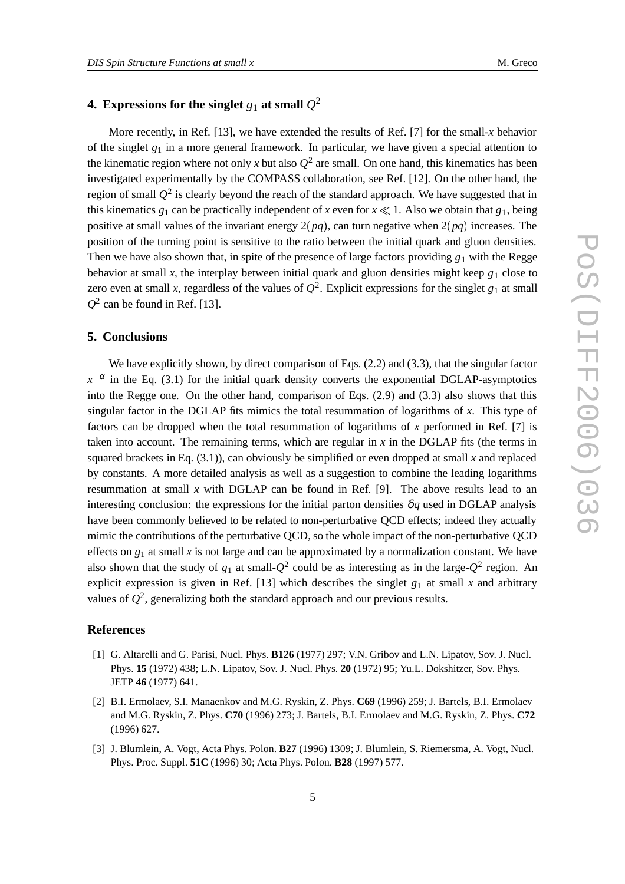## 4. Expressions for the singlet $g_1$ at small $Q^2$

More recently, in Ref. [13], we have extended the results of Ref. [7] for the small-$x$ behavior of the singlet $g_1$ in a more general framework. In particular, we have given a special attention to the kinematic region where not only $x$ but also $Q^2$ are small. On one hand, this kinematics has been investigated experimentally by the COMPASS collaboration, see Ref. [12]. On the other hand, the region of small $Q^2$ is clearly beyond the reach of the standard approach. We have suggested that in this kinematics $g_1$ can be practically independent of $x$ even for $x \ll 1$. Also we obtain that $g_1$, being positive at small values of the invariant energy $2(pq)$, can turn negative when $2(pq)$ increases. The position of the turning point is sensitive to the ratio between the initial quark and gluon densities. Then we have also shown that, in spite of the presence of large factors providing $g_1$ with the Regge behavior at small $x$, the interplay between initial quark and gluon densities might keep $g_1$ close to zero even at small $x$, regardless of the values of $Q^2$. Explicit expressions for the singlet $g_1$ at small $Q^2$ can be found in Ref. [13].

## 5. Conclusions

We have explicitly shown, by direct comparison of Eqs. (2.2) and (3.3), that the singular factor $x^{-\alpha}$ in the Eq. (3.1) for the initial quark density converts the exponential DGLAP-asymptotics into the Regge one. On the other hand, comparison of Eqs. (2.9) and (3.3) also shows that this singular factor in the DGLAP fits mimics the total resummation of logarithms of $x$. This type of factors can be dropped when the total resummation of logarithms of $x$ performed in Ref. [7] is taken into account. The remaining terms, which are regular in $x$ in the DGLAP fits (the terms in squared brackets in Eq. (3.1)), can obviously be simplified or even dropped at small $x$ and replaced by constants. A more detailed analysis as well as a suggestion to combine the leading logarithms resummation at small $x$ with DGLAP can be found in Ref. [9]. The above results lead to an interesting conclusion: the expressions for the initial parton densities $\delta q$ used in DGLAP analysis have been commonly believed to be related to non-perturbative QCD effects; indeed they actually mimic the contributions of the perturbative QCD, so the whole impact of the non-perturbative QCD effects on $g_1$ at small $x$ is not large and can be approximated by a normalization constant. We have also shown that the study of $g_1$ at small-$Q^2$ could be as interesting as in the large-$Q^2$ region. An explicit expression is given in Ref. [13] which describes the singlet $g_1$ at small $x$ and arbitrary values of $Q^2$, generalizing both the standard approach and our previous results.

## References

[1] G. Altarelli and G. Parisi, Nucl. Phys. **B126** (1977) 297; V.N. Gribov and L.N. Lipatov, Sov. J. Nucl. Phys. **15** (1972) 438; L.N. Lipatov, Sov. J. Nucl. Phys. **20** (1972) 95; Yu.L. Dokshitzer, Sov. Phys. JETP **46** (1977) 641.

[2] B.I. Ermolaev, S.I. Manaenkov and M.G. Ryskin, Z. Phys. **C69** (1996) 259; J. Bartels, B.I. Ermolaev and M.G. Ryskin, Z. Phys. **C70** (1996) 273; J. Bartels, B.I. Ermolaev and M.G. Ryskin, Z. Phys. **C72** (1996) 627.

[3] J. Blumlein, A. Vogt, Acta Phys. Polon. **B27** (1996) 1309; J. Blumlein, S. Riemersma, A. Vogt, Nucl. Phys. Proc. Suppl. **51C** (1996) 30; Acta Phys. Polon. **B28** (1997) 577.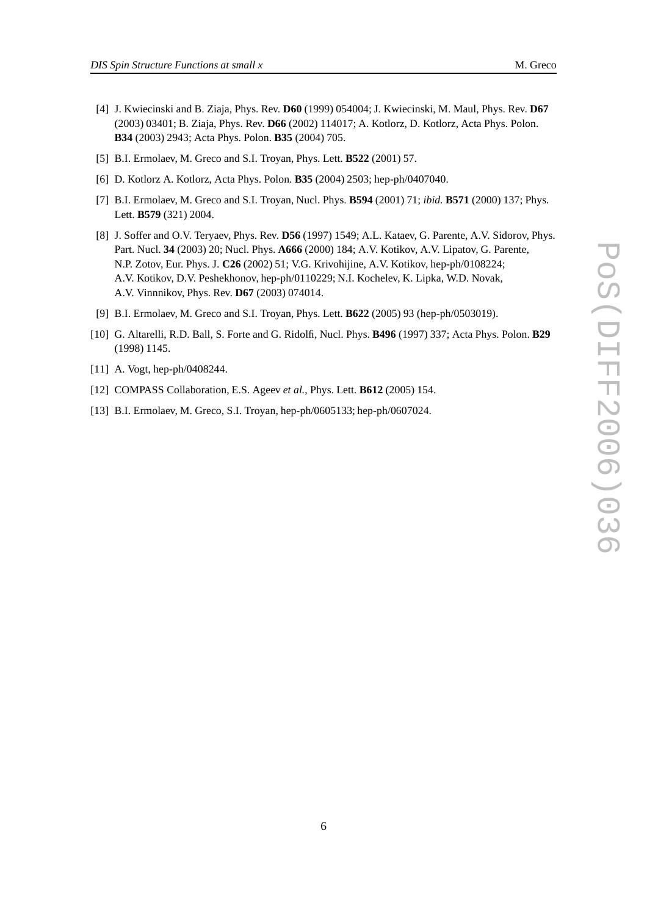[4] J. Kwiecinski and B. Ziaja, Phys. Rev. **D60** (1999) 054004; J. Kwiecinski, M. Maul, Phys. Rev. **D67** (2003) 03401; B. Ziaja, Phys. Rev. **D66** (2002) 114017; A. Kotlorz, D. Kotlorz, Acta Phys. Polon. **B34** (2003) 2943; Acta Phys. Polon. **B35** (2004) 705.

[5] B.I. Ermolaev, M. Greco and S.I. Troyan, Phys. Lett. **B522** (2001) 57.

[6] D. Kotlorz A. Kotlorz, Acta Phys. Polon. **B35** (2004) 2503; hep-ph/0407040.

[7] B.I. Ermolaev, M. Greco and S.I. Troyan, Nucl. Phys. **B594** (2001) 71; *ibid.* **B571** (2000) 137; Phys. Lett. **B579** (321) 2004.

[8] J. Soffer and O.V. Teryaev, Phys. Rev. **D56** (1997) 1549; A.L. Kataev, G. Parente, A.V. Sidorov, Phys. Part. Nucl. **34** (2003) 20; Nucl. Phys. **A666** (2000) 184; A.V. Kotikov, A.V. Lipatov, G. Parente, N.P. Zotov, Eur. Phys. J. **C26** (2002) 51; V.G. Krivohijine, A.V. Kotikov, hep-ph/0108224; A.V. Kotikov, D.V. Peshekhonov, hep-ph/0110229; N.I. Kochelev, K. Lipka, W.D. Novak, A.V. Vinnnikov, Phys. Rev. **D67** (2003) 074014.

[9] B.I. Ermolaev, M. Greco and S.I. Troyan, Phys. Lett. **B622** (2005) 93 (hep-ph/0503019).

[10] G. Altarelli, R.D. Ball, S. Forte and G. Ridolfi, Nucl. Phys. **B496** (1997) 337; Acta Phys. Polon. **B29** (1998) 1145.

[11] A. Vogt, hep-ph/0408244.

[12] COMPASS Collaboration, E.S. Ageev *et al.*, Phys. Lett. **B612** (2005) 154.

[13] B.I. Ermolaev, M. Greco, S.I. Troyan, hep-ph/0605133; hep-ph/0607024.